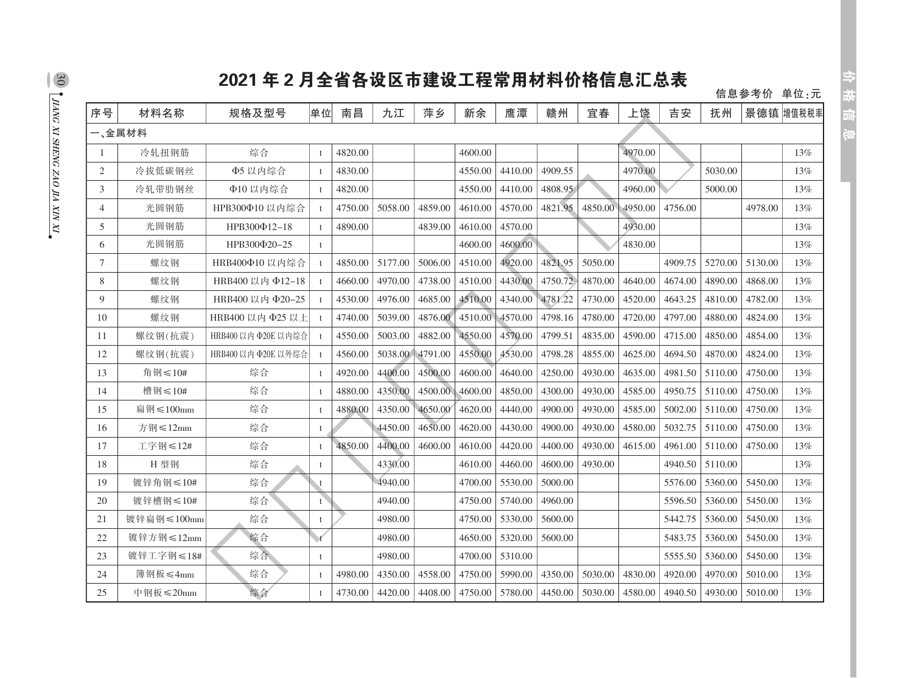# 2021 年 2 月全省各设区市建设工程常用材料价格信息汇总表

信息参考价 单位:元

| 序号 | 材料名称 | 规格及型号 | 单位 | 南昌 | 九江 | 萍乡 | 新余 | 鹰潭 | 赣州 | 宜春 | 上饶 | 吉安 | 抚州 | 景德镇 | 增值税税率 |
|---|---|---|---|---|---|---|---|---|---|---|---|---|---|---|---|
| 一、金属材料 | | | | | | | | | | | | | | | |
| 1 | 冷轧扭钢筋 | 综合 | t | 4820.00 | | | 4600.00 | | | | 4970.00 | | | | 13% |
| 2 | 冷拔低碳钢丝 | Φ5 以内综合 | t | 4830.00 | | | 4550.00 | 4410.00 | 4909.55 | | 4970.00 | | 5030.00 | | 13% |
| 3 | 冷轧带肋钢丝 | Φ10 以内综合 | t | 4820.00 | | | 4550.00 | 4410.00 | 4808.95 | | 4960.00 | | 5000.00 | | 13% |
| 4 | 光圆钢筋 | HPB300Φ10 以内综合 | t | 4750.00 | 5058.00 | 4859.00 | 4610.00 | 4570.00 | 4821.95 | 4850.00 | 4950.00 | 4756.00 | | 4978.00 | 13% |
| 5 | 光圆钢筋 | HPB300Φ12–18 | t | 4890.00 | | 4839.00 | 4610.00 | 4570.00 | | | 4930.00 | | | | 13% |
| 6 | 光圆钢筋 | HPB300Φ20–25 | t | | | | 4600.00 | 4600.00 | | | 4830.00 | | | | 13% |
| 7 | 螺纹钢 | HRB400Φ10 以内综合 | t | 4850.00 | 5177.00 | 5006.00 | 4510.00 | 4920.00 | 4821.95 | 5050.00 | | 4909.75 | 5270.00 | 5130.00 | 13% |
| 8 | 螺纹钢 | HRB400 以内 Φ12–18 | t | 4660.00 | 4970.00 | 4738.00 | 4510.00 | 4430.00 | 4750.72 | 4870.00 | 4640.00 | 4674.00 | 4890.00 | 4868.00 | 13% |
| 9 | 螺纹钢 | HRB400 以内 Φ20–25 | t | 4530.00 | 4976.00 | 4685.00 | 4510.00 | 4340.00 | 4781.22 | 4730.00 | 4520.00 | 4643.25 | 4810.00 | 4782.00 | 13% |
| 10 | 螺纹钢 | HRB400 以内 Φ25 以上 | t | 4740.00 | 5039.00 | 4876.00 | 4510.00 | 4570.00 | 4798.16 | 4780.00 | 4720.00 | 4797.00 | 4880.00 | 4824.00 | 13% |
| 11 | 螺纹钢(抗震) | HRB400 以内 Φ20E 以内综合 | t | 4550.00 | 5003.00 | 4882.00 | 4550.00 | 4570.00 | 4799.51 | 4835.00 | 4590.00 | 4715.00 | 4850.00 | 4854.00 | 13% |
| 12 | 螺纹钢(抗震) | HRB400 以内 Φ20E 以外综合 | t | 4560.00 | 5038.00 | 4791.00 | 4550.00 | 4530.00 | 4798.28 | 4855.00 | 4625.00 | 4694.50 | 4870.00 | 4824.00 | 13% |
| 13 | 角钢≤10# | 综合 | t | 4920.00 | 4400.00 | 4500.00 | 4600.00 | 4640.00 | 4250.00 | 4930.00 | 4635.00 | 4981.50 | 5110.00 | 4750.00 | 13% |
| 14 | 槽钢≤10# | 综合 | t | 4880.00 | 4350.00 | 4500.00 | 4600.00 | 4850.00 | 4300.00 | 4930.00 | 4585.00 | 4950.75 | 5110.00 | 4750.00 | 13% |
| 15 | 扁钢≤100mm | 综合 | t | 4880.00 | 4350.00 | 4650.00 | 4620.00 | 4440.00 | 4900.00 | 4930.00 | 4585.00 | 5002.00 | 5110.00 | 4750.00 | 13% |
| 16 | 方钢≤12mm | 综合 | t | | 4450.00 | 4650.00 | 4620.00 | 4430.00 | 4900.00 | 4930.00 | 4580.00 | 5032.75 | 5110.00 | 4750.00 | 13% |
| 17 | 工字钢≤12# | 综合 | t | 4850.00 | 4400.00 | 4600.00 | 4610.00 | 4420.00 | 4400.00 | 4930.00 | 4615.00 | 4961.00 | 5110.00 | 4750.00 | 13% |
| 18 | H 型钢 | 综合 | t | | 4330.00 | | 4610.00 | 4460.00 | 4600.00 | 4930.00 | | 4940.50 | 5110.00 | | 13% |
| 19 | 镀锌角钢≤10# | 综合 | t | | 4940.00 | | 4700.00 | 5530.00 | 5000.00 | | | 5576.00 | 5360.00 | 5450.00 | 13% |
| 20 | 镀锌槽钢≤10# | 综合 | t | | 4940.00 | | 4750.00 | 5740.00 | 4960.00 | | | 5596.50 | 5360.00 | 5450.00 | 13% |
| 21 | 镀锌扁钢≤100mm | 综合 | t | | 4980.00 | | 4750.00 | 5330.00 | 5600.00 | | | 5442.75 | 5360.00 | 5450.00 | 13% |
| 22 | 镀锌方钢≤12mm | 综合 | t | | 4980.00 | | 4650.00 | 5320.00 | 5600.00 | | | 5483.75 | 5360.00 | 5450.00 | 13% |
| 23 | 镀锌工字钢≤18# | 综合 | t | | 4980.00 | | 4700.00 | 5310.00 | | | | 5555.50 | 5360.00 | 5450.00 | 13% |
| 24 | 簿钢板≤4mm | 综合 | t | 4980.00 | 4350.00 | 4558.00 | 4750.00 | 5990.00 | 4350.00 | 5030.00 | 4830.00 | 4920.00 | 4970.00 | 5010.00 | 13% |
| 25 | 中钢板≤20mm | 综合 | t | 4730.00 | 4420.00 | 4408.00 | 4750.00 | 5780.00 | 4450.00 | 5030.00 | 4580.00 | 4940.50 | 4930.00 | 5010.00 | 13% |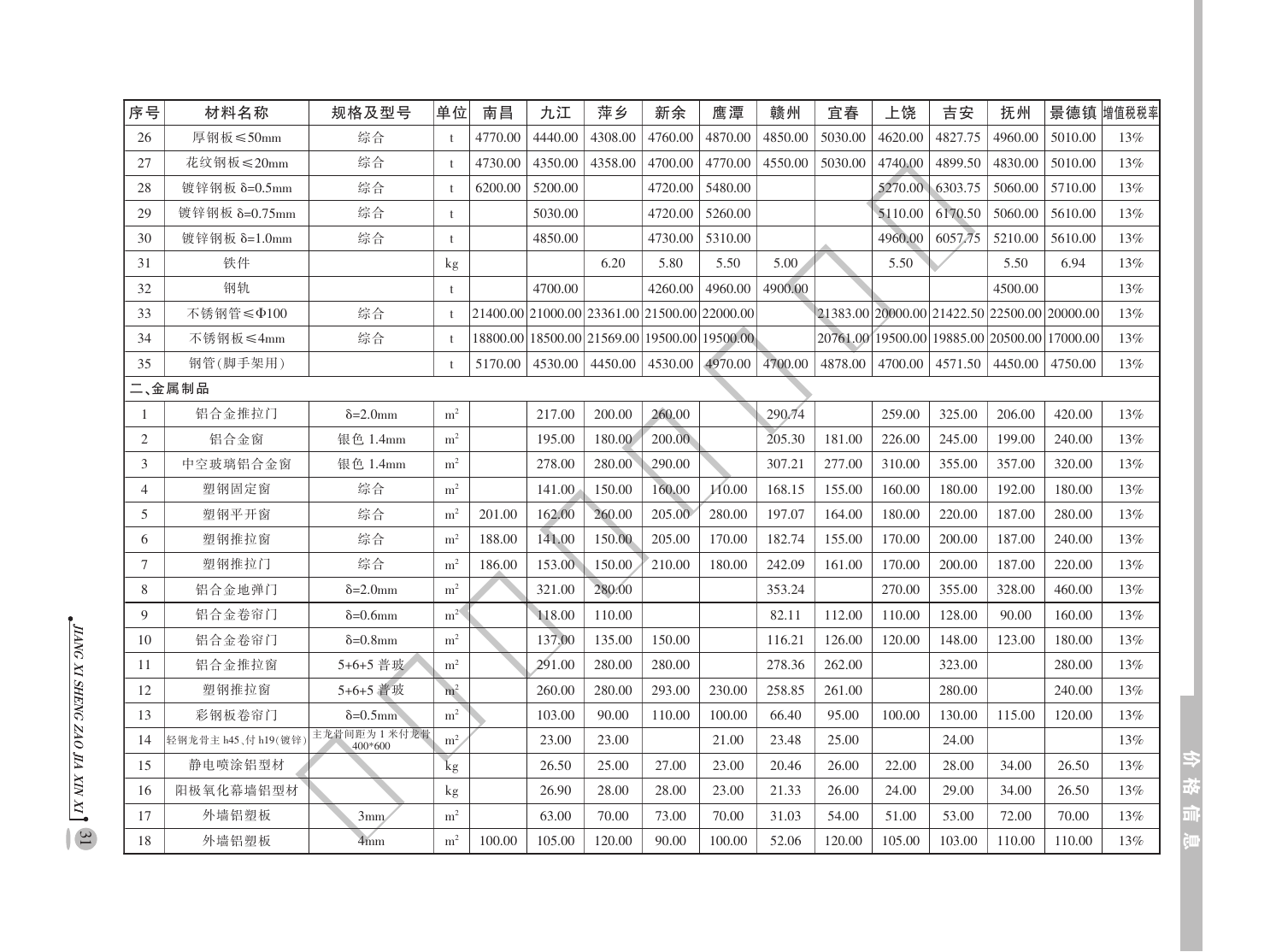| 序号 | 材料名称 | 规格及型号 | 单位 | 南昌 | 九江 | 萍乡 | 新余 | 鹰潭 | 赣州 | 宜春 | 上饶 | 吉安 | 抚州 | 景德镇 | 增值税税率 |
|---|---|---|---|---|---|---|---|---|---|---|---|---|---|---|---|
| 26 | 厚钢板≤50mm | 综合 | t | 4770.00 | 4440.00 | 4308.00 | 4760.00 | 4870.00 | 4850.00 | 5030.00 | 4620.00 | 4827.75 | 4960.00 | 5010.00 | 13% |
| 27 | 花纹钢板≤20mm | 综合 | t | 4730.00 | 4350.00 | 4358.00 | 4700.00 | 4770.00 | 4550.00 | 5030.00 | 4740.00 | 4899.50 | 4830.00 | 5010.00 | 13% |
| 28 | 镀锌钢板 δ=0.5mm | 综合 | t | 6200.00 | 5200.00 | | 4720.00 | 5480.00 | | | 5270.00 | 6303.75 | 5060.00 | 5710.00 | 13% |
| 29 | 镀锌钢板 δ=0.75mm | 综合 | t | | 5030.00 | | 4720.00 | 5260.00 | | | 5110.00 | 6170.50 | 5060.00 | 5610.00 | 13% |
| 30 | 镀锌钢板 δ=1.0mm | 综合 | t | | 4850.00 | | 4730.00 | 5310.00 | | | 4960.00 | 6057.75 | 5210.00 | 5610.00 | 13% |
| 31 | 铁件 | | kg | | | 6.20 | 5.80 | 5.50 | 5.00 | | 5.50 | | 5.50 | 6.94 | 13% |
| 32 | 钢轨 | | t | | 4700.00 | | 4260.00 | 4960.00 | 4900.00 | | | | 4500.00 | | 13% |
| 33 | 不锈钢管≤Φ100 | 综合 | t | 21400.00 | 21000.00 | 23361.00 | 21500.00 | 22000.00 | | 21383.00 | 20000.00 | 21422.50 | 22500.00 | 20000.00 | 13% |
| 34 | 不锈钢板≤4mm | 综合 | t | 18800.00 | 18500.00 | 21569.00 | 19500.00 | 19500.00 | | 20761.00 | 19500.00 | 19885.00 | 20500.00 | 17000.00 | 13% |
| 35 | 钢管(脚手架用) | | t | 5170.00 | 4530.00 | 4450.00 | 4530.00 | 4970.00 | 4700.00 | 4878.00 | 4700.00 | 4571.50 | 4450.00 | 4750.00 | 13% |
| **二、金属制品** | | | | | | | | | | | | | | | |
| 1 | 铝合金推拉门 | δ=2.0mm | m² | | 217.00 | 200.00 | 260.00 | | 290.74 | | 259.00 | 325.00 | 206.00 | 420.00 | 13% |
| 2 | 铝合金窗 | 银色 1.4mm | m² | | 195.00 | 180.00 | 200.00 | | 205.30 | 181.00 | 226.00 | 245.00 | 199.00 | 240.00 | 13% |
| 3 | 中空玻璃铝合金窗 | 银色 1.4mm | m² | | 278.00 | 280.00 | 290.00 | | 307.21 | 277.00 | 310.00 | 355.00 | 357.00 | 320.00 | 13% |
| 4 | 塑钢固定窗 | 综合 | m² | | 141.00 | 150.00 | 160.00 | 110.00 | 168.15 | 155.00 | 160.00 | 180.00 | 192.00 | 180.00 | 13% |
| 5 | 塑钢平开窗 | 综合 | m² | 201.00 | 162.00 | 260.00 | 205.00 | 280.00 | 197.07 | 164.00 | 180.00 | 220.00 | 187.00 | 280.00 | 13% |
| 6 | 塑钢推拉窗 | 综合 | m² | 188.00 | 141.00 | 150.00 | 205.00 | 170.00 | 182.74 | 155.00 | 170.00 | 200.00 | 187.00 | 240.00 | 13% |
| 7 | 塑钢推拉门 | 综合 | m² | 186.00 | 153.00 | 150.00 | 210.00 | 180.00 | 242.09 | 161.00 | 170.00 | 200.00 | 187.00 | 220.00 | 13% |
| 8 | 铝合金地弹门 | δ=2.0mm | m² | | 321.00 | 280.00 | | | 353.24 | | 270.00 | 355.00 | 328.00 | 460.00 | 13% |
| 9 | 铝合金卷帘门 | δ=0.6mm | m² | | 118.00 | 110.00 | | | 82.11 | 112.00 | 110.00 | 128.00 | 90.00 | 160.00 | 13% |
| 10 | 铝合金卷帘门 | δ=0.8mm | m² | | 137.00 | 135.00 | 150.00 | | 116.21 | 126.00 | 120.00 | 148.00 | 123.00 | 180.00 | 13% |
| 11 | 铝合金推拉窗 | 5+6+5 普玻 | m² | | 291.00 | 280.00 | 280.00 | | 278.36 | 262.00 | | 323.00 | | 280.00 | 13% |
| 12 | 塑钢推拉窗 | 5+6+5 普玻 | m² | | 260.00 | 280.00 | 293.00 | 230.00 | 258.85 | 261.00 | | 280.00 | | 240.00 | 13% |
| 13 | 彩钢板卷帘门 | δ=0.5mm | m² | | 103.00 | 90.00 | 110.00 | 100.00 | 66.40 | 95.00 | 100.00 | 130.00 | 115.00 | 120.00 | 13% |
| 14 | 轻钢龙骨主 h45、付 h19(镀锌) | 主龙骨间距为 1 米付龙骨 400*600 | m² | | 23.00 | 23.00 | | 21.00 | 23.48 | 25.00 | | 24.00 | | | 13% |
| 15 | 静电喷涂铝型材 | | kg | | 26.50 | 25.00 | 27.00 | 23.00 | 20.46 | 26.00 | 22.00 | 28.00 | 34.00 | 26.50 | 13% |
| 16 | 阳极氧化幕墙铝型材 | | kg | | 26.90 | 28.00 | 28.00 | 23.00 | 21.33 | 26.00 | 24.00 | 29.00 | 34.00 | 26.50 | 13% |
| 17 | 外墙铝塑板 | 3mm | m² | | 63.00 | 70.00 | 73.00 | 70.00 | 31.03 | 54.00 | 51.00 | 53.00 | 72.00 | 70.00 | 13% |
| 18 | 外墙铝塑板 | 4mm | m² | 100.00 | 105.00 | 120.00 | 90.00 | 100.00 | 52.06 | 120.00 | 105.00 | 103.00 | 110.00 | 110.00 | 13% |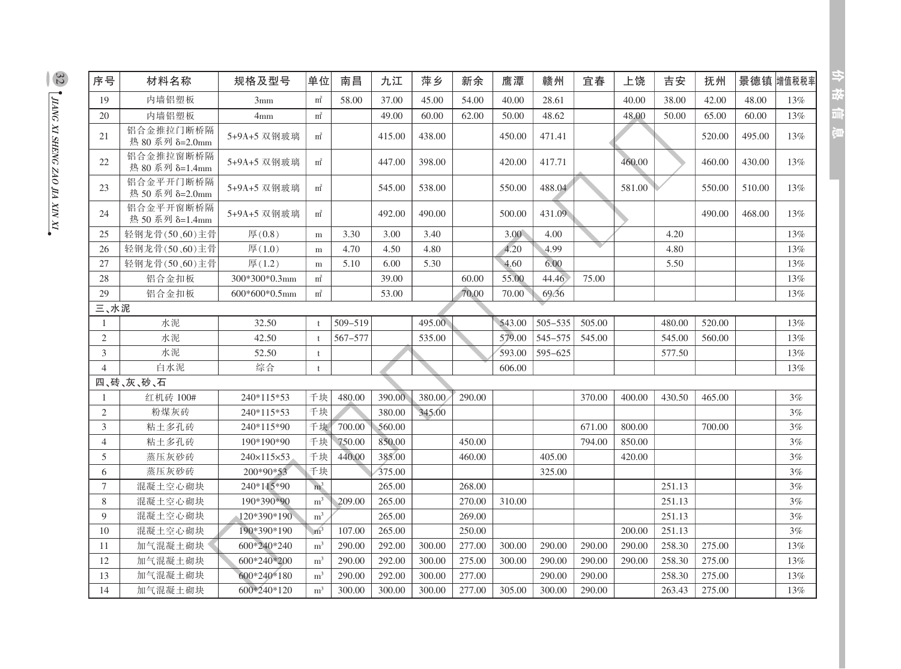| 序号 | 材料名称 | 规格及型号 | 单位 | 南昌 | 九江 | 萍乡 | 新余 | 鹰潭 | 赣州 | 宜春 | 上饶 | 吉安 | 抚州 | 景德镇 | 增值税税率 |
|---|---|---|---|---|---|---|---|---|---|---|---|---|---|---|---|
| 19 | 内墙铝塑板 | 3mm | ㎡ | 58.00 | 37.00 | 45.00 | 54.00 | 40.00 | 28.61 | | 40.00 | 38.00 | 42.00 | 48.00 | 13% |
| 20 | 内墙铝塑板 | 4mm | ㎡ | | 49.00 | 60.00 | 62.00 | 50.00 | 48.62 | | 48.00 | 50.00 | 65.00 | 60.00 | 13% |
| 21 | 铝合金推拉门断桥隔热 80 系列 δ=2.0mm | 5+9A+5 双钢玻璃 | ㎡ | | 415.00 | 438.00 | | 450.00 | 471.41 | | | | 520.00 | 495.00 | 13% |
| 22 | 铝合金推拉窗断桥隔热 80 系列 δ=1.4mm | 5+9A+5 双钢玻璃 | ㎡ | | 447.00 | 398.00 | | 420.00 | 417.71 | | 460.00 | | 460.00 | 430.00 | 13% |
| 23 | 铝合金平开门断桥隔热 50 系列 δ=2.0mm | 5+9A+5 双钢玻璃 | ㎡ | | 545.00 | 538.00 | | 550.00 | 488.04 | | 581.00 | | 550.00 | 510.00 | 13% |
| 24 | 铝合金平开窗断桥隔热 50 系列 δ=1.4mm | 5+9A+5 双钢玻璃 | ㎡ | | 492.00 | 490.00 | | 500.00 | 431.09 | | | | 490.00 | 468.00 | 13% |
| 25 | 轻钢龙骨(50、60)主骨 | 厚(0.8) | m | 3.30 | 3.00 | 3.40 | | 3.00 | 4.00 | | | 4.20 | | | 13% |
| 26 | 轻钢龙骨(50、60)主骨 | 厚(1.0) | m | 4.70 | 4.50 | 4.80 | | 4.20 | 4.99 | | | 4.80 | | | 13% |
| 27 | 轻钢龙骨(50、60)主骨 | 厚(1.2) | m | 5.10 | 6.00 | 5.30 | | 4.60 | 6.00 | | | 5.50 | | | 13% |
| 28 | 铝合金扣板 | 300*300*0.3mm | ㎡ | | 39.00 | | 60.00 | 55.00 | 44.46 | 75.00 | | | | | 13% |
| 29 | 铝合金扣板 | 600*600*0.5mm | ㎡ | | 53.00 | | 70.00 | 70.00 | 69.36 | | | | | | 13% |
| 三、水泥 | | | | | | | | | | | | | | | |
| 1 | 水泥 | 32.50 | t | 509–519 | | 495.00 | | 543.00 | 505–535 | 505.00 | | 480.00 | 520.00 | | 13% |
| 2 | 水泥 | 42.50 | t | 567–577 | | 535.00 | | 579.00 | 545–575 | 545.00 | | 545.00 | 560.00 | | 13% |
| 3 | 水泥 | 52.50 | t | | | | | 593.00 | 595–625 | | | 577.50 | | | 13% |
| 4 | 白水泥 | 综合 | t | | | | | 606.00 | | | | | | | 13% |
| 四、砖、灰、砂、石 | | | | | | | | | | | | | | | |
| 1 | 红机砖 100# | 240*115*53 | 千块 | 480.00 | 390.00 | 380.00 | 290.00 | | | 370.00 | 400.00 | 430.50 | 465.00 | | 3% |
| 2 | 粉煤灰砖 | 240*115*53 | 千块 | | 380.00 | 345.00 | | | | | | | | | 3% |
| 3 | 粘土多孔砖 | 240*115*90 | 千块 | 700.00 | 560.00 | | | | | 671.00 | 800.00 | | 700.00 | | 3% |
| 4 | 粘土多孔砖 | 190*190*90 | 千块 | 750.00 | 850.00 | | 450.00 | | | 794.00 | 850.00 | | | | 3% |
| 5 | 蒸压灰砂砖 | 240×115×53 | 千块 | 440.00 | 385.00 | | 460.00 | | 405.00 | | 420.00 | | | | 3% |
| 6 | 蒸压灰砂砖 | 200*90*53 | 千块 | | 375.00 | | | | 325.00 | | | | | | 3% |
| 7 | 混凝土空心砌块 | 240*115*90 | m³ | | 265.00 | | 268.00 | | | | | 251.13 | | | 3% |
| 8 | 混凝土空心砌块 | 190*390*90 | m³ | 209.00 | 265.00 | | 270.00 | 310.00 | | | | 251.13 | | | 3% |
| 9 | 混凝土空心砌块 | 120*390*190 | m³ | | 265.00 | | 269.00 | | | | | 251.13 | | | 3% |
| 10 | 混凝土空心砌块 | 190*390*190 | m³ | 107.00 | 265.00 | | 250.00 | | | | 200.00 | 251.13 | | | 3% |
| 11 | 加气混凝土砌块 | 600*240*240 | m³ | 290.00 | 292.00 | 300.00 | 277.00 | 300.00 | 290.00 | 290.00 | 290.00 | 258.30 | 275.00 | | 13% |
| 12 | 加气混凝土砌块 | 600*240*200 | m³ | 290.00 | 292.00 | 300.00 | 275.00 | 300.00 | 290.00 | 290.00 | 290.00 | 258.30 | 275.00 | | 13% |
| 13 | 加气混凝土砌块 | 600*240*180 | m³ | 290.00 | 292.00 | 300.00 | 277.00 | | 290.00 | 290.00 | | 258.30 | 275.00 | | 13% |
| 14 | 加气混凝土砌块 | 600*240*120 | m³ | 300.00 | 300.00 | 300.00 | 277.00 | 305.00 | 300.00 | 290.00 | | 263.43 | 275.00 | | 13% |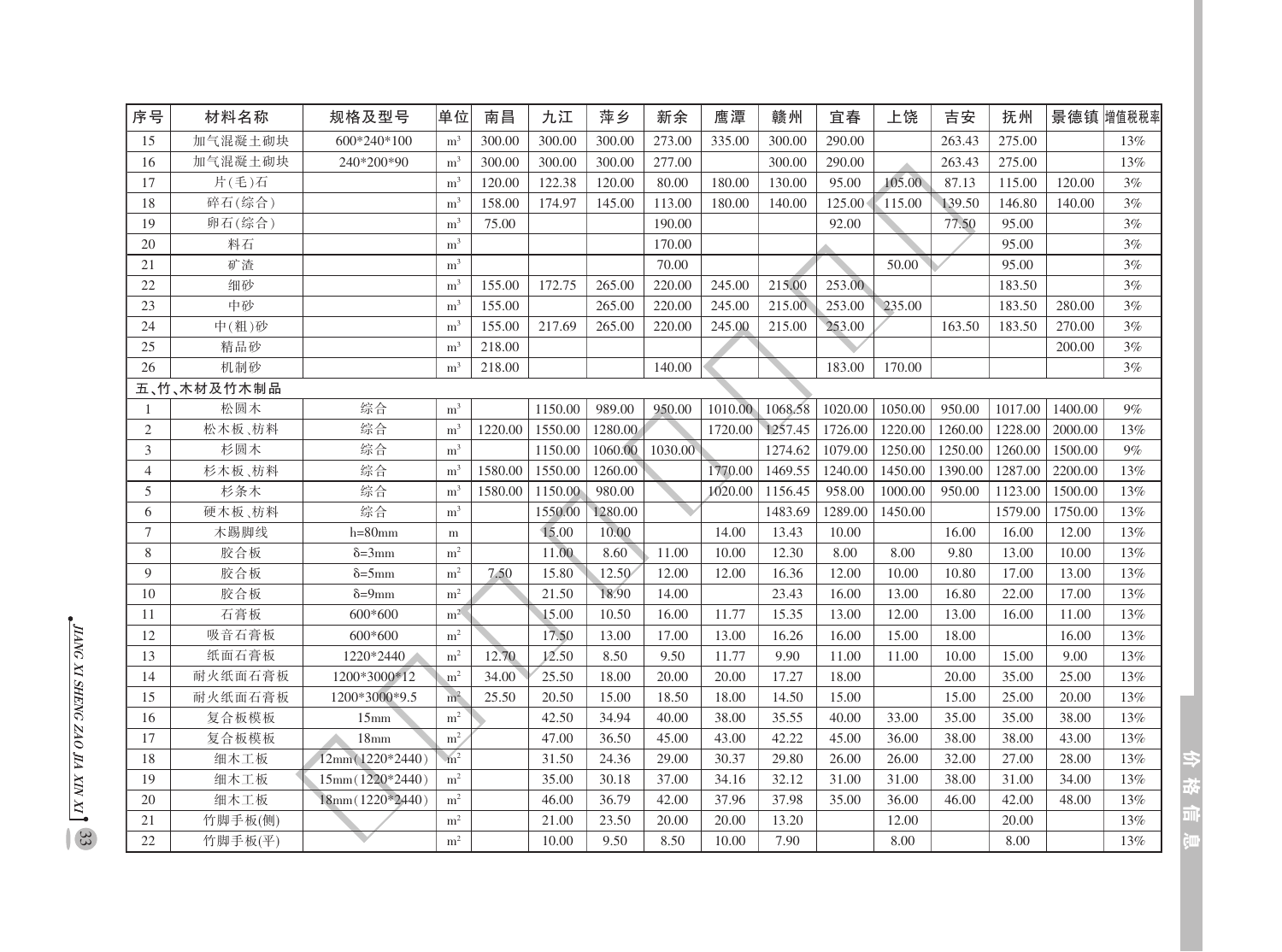| 序号 | 材料名称 | 规格及型号 | 单位 | 南昌 | 九江 | 萍乡 | 新余 | 鹰潭 | 赣州 | 宜春 | 上饶 | 吉安 | 抚州 | 景德镇 | 增值税税率 |
|---|---|---|---|---|---|---|---|---|---|---|---|---|---|---|---|
| 15 | 加气混凝土砌块 | 600*240*100 | $m^3$ | 300.00 | 300.00 | 300.00 | 273.00 | 335.00 | 300.00 | 290.00 | | 263.43 | 275.00 | | 13% |
| 16 | 加气混凝土砌块 | 240*200*90 | $m^3$ | 300.00 | 300.00 | 300.00 | 277.00 | | 300.00 | 290.00 | | 263.43 | 275.00 | | 13% |
| 17 | 片(毛)石 | | $m^3$ | 120.00 | 122.38 | 120.00 | 80.00 | 180.00 | 130.00 | 95.00 | 105.00 | 87.13 | 115.00 | 120.00 | 3% |
| 18 | 碎石(综合) | | $m^3$ | 158.00 | 174.97 | 145.00 | 113.00 | 180.00 | 140.00 | 125.00 | 115.00 | 139.50 | 146.80 | 140.00 | 3% |
| 19 | 卵石(综合) | | $m^3$ | 75.00 | | | 190.00 | | | 92.00 | | 77.50 | 95.00 | | 3% |
| 20 | 料石 | | $m^3$ | | | | 170.00 | | | | | | 95.00 | | 3% |
| 21 | 矿渣 | | $m^3$ | | | | 70.00 | | | | 50.00 | | 95.00 | | 3% |
| 22 | 细砂 | | $m^3$ | 155.00 | 172.75 | 265.00 | 220.00 | 245.00 | 215.00 | 253.00 | | | 183.50 | | 3% |
| 23 | 中砂 | | $m^3$ | 155.00 | | 265.00 | 220.00 | 245.00 | 215.00 | 253.00 | 235.00 | | 183.50 | 280.00 | 3% |
| 24 | 中(粗)砂 | | $m^3$ | 155.00 | 217.69 | 265.00 | 220.00 | 245.00 | 215.00 | 253.00 | | 163.50 | 183.50 | 270.00 | 3% |
| 25 | 精品砂 | | $m^3$ | 218.00 | | | | | | | | | | 200.00 | 3% |
| 26 | 机制砂 | | $m^3$ | 218.00 | | | 140.00 | | | 183.00 | 170.00 | | | | 3% |
| 五、竹、木材及竹木制品 | | | | | | | | | | | | | | | |
| 1 | 松圆木 | 综合 | $m^3$ | | 1150.00 | 989.00 | 950.00 | 1010.00 | 1068.58 | 1020.00 | 1050.00 | 950.00 | 1017.00 | 1400.00 | 9% |
| 2 | 松木板、枋料 | 综合 | $m^3$ | 1220.00 | 1550.00 | 1280.00 | | 1720.00 | 1257.45 | 1726.00 | 1220.00 | 1260.00 | 1228.00 | 2000.00 | 13% |
| 3 | 杉圆木 | 综合 | $m^3$ | | 1150.00 | 1060.00 | 1030.00 | | 1274.62 | 1079.00 | 1250.00 | 1250.00 | 1260.00 | 1500.00 | 9% |
| 4 | 杉木板、枋料 | 综合 | $m^3$ | 1580.00 | 1550.00 | 1260.00 | | 1770.00 | 1469.55 | 1240.00 | 1450.00 | 1390.00 | 1287.00 | 2200.00 | 13% |
| 5 | 杉条木 | 综合 | $m^3$ | 1580.00 | 1150.00 | 980.00 | | 1020.00 | 1156.45 | 958.00 | 1000.00 | 950.00 | 1123.00 | 1500.00 | 13% |
| 6 | 硬木板、枋料 | 综合 | $m^3$ | | 1550.00 | 1280.00 | | | 1483.69 | 1289.00 | 1450.00 | | 1579.00 | 1750.00 | 13% |
| 7 | 木踢脚线 | h=80mm | m | | 15.00 | 10.00 | | 14.00 | 13.43 | 10.00 | | 16.00 | 16.00 | 12.00 | 13% |
| 8 | 胶合板 | δ=3mm | $m^2$ | | 11.00 | 8.60 | 11.00 | 10.00 | 12.30 | 8.00 | 8.00 | 9.80 | 13.00 | 10.00 | 13% |
| 9 | 胶合板 | δ=5mm | $m^2$ | 7.50 | 15.80 | 12.50 | 12.00 | 12.00 | 16.36 | 12.00 | 10.00 | 10.80 | 17.00 | 13.00 | 13% |
| 10 | 胶合板 | δ=9mm | $m^2$ | | 21.50 | 18.90 | 14.00 | | 23.43 | 16.00 | 13.00 | 16.80 | 22.00 | 17.00 | 13% |
| 11 | 石膏板 | 600*600 | $m^2$ | | 15.00 | 10.50 | 16.00 | 11.77 | 15.35 | 13.00 | 12.00 | 13.00 | 16.00 | 11.00 | 13% |
| 12 | 吸音石膏板 | 600*600 | $m^2$ | | 17.50 | 13.00 | 17.00 | 13.00 | 16.26 | 16.00 | 15.00 | 18.00 | | 16.00 | 13% |
| 13 | 纸面石膏板 | 1220*2440 | $m^2$ | 12.70 | 12.50 | 8.50 | 9.50 | 11.77 | 9.90 | 11.00 | 11.00 | 10.00 | 15.00 | 9.00 | 13% |
| 14 | 耐火纸面石膏板 | 1200*3000*12 | $m^2$ | 34.00 | 25.50 | 18.00 | 20.00 | 20.00 | 17.27 | 18.00 | | 20.00 | 35.00 | 25.00 | 13% |
| 15 | 耐火纸面石膏板 | 1200*3000*9.5 | $m^2$ | 25.50 | 20.50 | 15.00 | 18.50 | 18.00 | 14.50 | 15.00 | | 15.00 | 25.00 | 20.00 | 13% |
| 16 | 复合板模板 | 15mm | $m^2$ | | 42.50 | 34.94 | 40.00 | 38.00 | 35.55 | 40.00 | 33.00 | 35.00 | 35.00 | 38.00 | 13% |
| 17 | 复合板模板 | 18mm | $m^2$ | | 47.00 | 36.50 | 45.00 | 43.00 | 42.22 | 45.00 | 36.00 | 38.00 | 38.00 | 43.00 | 13% |
| 18 | 细木工板 | 12mm(1220*2440) | $m^2$ | | 31.50 | 24.36 | 29.00 | 30.37 | 29.80 | 26.00 | 26.00 | 32.00 | 27.00 | 28.00 | 13% |
| 19 | 细木工板 | 15mm(1220*2440) | $m^2$ | | 35.00 | 30.18 | 37.00 | 34.16 | 32.12 | 31.00 | 31.00 | 38.00 | 31.00 | 34.00 | 13% |
| 20 | 细木工板 | 18mm(1220*2440) | $m^2$ | | 46.00 | 36.79 | 42.00 | 37.96 | 37.98 | 35.00 | 36.00 | 46.00 | 42.00 | 48.00 | 13% |
| 21 | 竹脚手板(侧) | | $m^2$ | | 21.00 | 23.50 | 20.00 | 20.00 | 13.20 | | 12.00 | | 20.00 | | 13% |
| 22 | 竹脚手板(平) | | $m^2$ | | 10.00 | 9.50 | 8.50 | 10.00 | 7.90 | | 8.00 | | 8.00 | | 13% |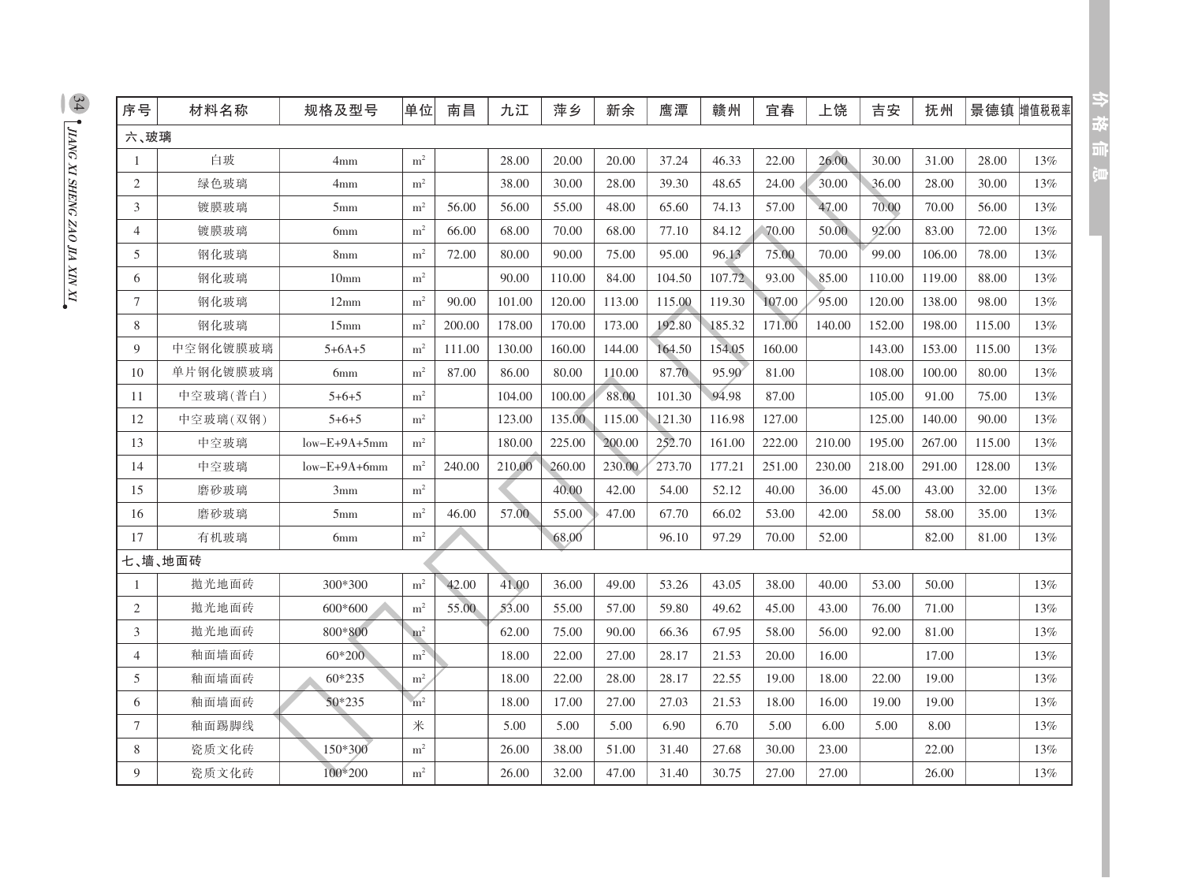| 序号 | 材料名称 | 规格及型号 | 单位 | 南昌 | 九江 | 萍乡 | 新余 | 鹰潭 | 赣州 | 宜春 | 上饶 | 吉安 | 抚州 | 景德镇 | 增值税税率 |
|---|---|---|---|---|---|---|---|---|---|---|---|---|---|---|---|
| 六、玻璃 | | | | | | | | | | | | | | | |
| 1 | 白玻 | 4mm | $m^2$ | | 28.00 | 20.00 | 20.00 | 37.24 | 46.33 | 22.00 | 26.00 | 30.00 | 31.00 | 28.00 | 13% |
| 2 | 绿色玻璃 | 4mm | $m^2$ | | 38.00 | 30.00 | 28.00 | 39.30 | 48.65 | 24.00 | 30.00 | 36.00 | 28.00 | 30.00 | 13% |
| 3 | 镀膜玻璃 | 5mm | $m^2$ | 56.00 | 56.00 | 55.00 | 48.00 | 65.60 | 74.13 | 57.00 | 47.00 | 70.00 | 70.00 | 56.00 | 13% |
| 4 | 镀膜玻璃 | 6mm | $m^2$ | 66.00 | 68.00 | 70.00 | 68.00 | 77.10 | 84.12 | 70.00 | 50.00 | 92.00 | 83.00 | 72.00 | 13% |
| 5 | 钢化玻璃 | 8mm | $m^2$ | 72.00 | 80.00 | 90.00 | 75.00 | 95.00 | 96.13 | 75.00 | 70.00 | 99.00 | 106.00 | 78.00 | 13% |
| 6 | 钢化玻璃 | 10mm | $m^2$ | | 90.00 | 110.00 | 84.00 | 104.50 | 107.72 | 93.00 | 85.00 | 110.00 | 119.00 | 88.00 | 13% |
| 7 | 钢化玻璃 | 12mm | $m^2$ | 90.00 | 101.00 | 120.00 | 113.00 | 115.00 | 119.30 | 107.00 | 95.00 | 120.00 | 138.00 | 98.00 | 13% |
| 8 | 钢化玻璃 | 15mm | $m^2$ | 200.00 | 178.00 | 170.00 | 173.00 | 192.80 | 185.32 | 171.00 | 140.00 | 152.00 | 198.00 | 115.00 | 13% |
| 9 | 中空钢化镀膜玻璃 | 5+6A+5 | $m^2$ | 111.00 | 130.00 | 160.00 | 144.00 | 164.50 | 154.05 | 160.00 | | 143.00 | 153.00 | 115.00 | 13% |
| 10 | 单片钢化镀膜玻璃 | 6mm | $m^2$ | 87.00 | 86.00 | 80.00 | 110.00 | 87.70 | 95.90 | 81.00 | | 108.00 | 100.00 | 80.00 | 13% |
| 11 | 中空玻璃(普白) | 5+6+5 | $m^2$ | | 104.00 | 100.00 | 88.00 | 101.30 | 94.98 | 87.00 | | 105.00 | 91.00 | 75.00 | 13% |
| 12 | 中空玻璃(双钢) | 5+6+5 | $m^2$ | | 123.00 | 135.00 | 115.00 | 121.30 | 116.98 | 127.00 | | 125.00 | 140.00 | 90.00 | 13% |
| 13 | 中空玻璃 | low-E+9A+5mm | $m^2$ | | 180.00 | 225.00 | 200.00 | 252.70 | 161.00 | 222.00 | 210.00 | 195.00 | 267.00 | 115.00 | 13% |
| 14 | 中空玻璃 | low-E+9A+6mm | $m^2$ | 240.00 | 210.00 | 260.00 | 230.00 | 273.70 | 177.21 | 251.00 | 230.00 | 218.00 | 291.00 | 128.00 | 13% |
| 15 | 磨砂玻璃 | 3mm | $m^2$ | | | 40.00 | 42.00 | 54.00 | 52.12 | 40.00 | 36.00 | 45.00 | 43.00 | 32.00 | 13% |
| 16 | 磨砂玻璃 | 5mm | $m^2$ | 46.00 | 57.00 | 55.00 | 47.00 | 67.70 | 66.02 | 53.00 | 42.00 | 58.00 | 58.00 | 35.00 | 13% |
| 17 | 有机玻璃 | 6mm | $m^2$ | | | 68.00 | | 96.10 | 97.29 | 70.00 | 52.00 | | 82.00 | 81.00 | 13% |
| 七、墙、地面砖 | | | | | | | | | | | | | | | |
| 1 | 抛光地面砖 | 300*300 | $m^2$ | 42.00 | 41.00 | 36.00 | 49.00 | 53.26 | 43.05 | 38.00 | 40.00 | 53.00 | 50.00 | | 13% |
| 2 | 抛光地面砖 | 600*600 | $m^2$ | 55.00 | 53.00 | 55.00 | 57.00 | 59.80 | 49.62 | 45.00 | 43.00 | 76.00 | 71.00 | | 13% |
| 3 | 抛光地面砖 | 800*800 | $m^2$ | | 62.00 | 75.00 | 90.00 | 66.36 | 67.95 | 58.00 | 56.00 | 92.00 | 81.00 | | 13% |
| 4 | 釉面墙面砖 | 60*200 | $m^2$ | | 18.00 | 22.00 | 27.00 | 28.17 | 21.53 | 20.00 | 16.00 | | 17.00 | | 13% |
| 5 | 釉面墙面砖 | 60*235 | $m^2$ | | 18.00 | 22.00 | 28.00 | 28.17 | 22.55 | 19.00 | 18.00 | 22.00 | 19.00 | | 13% |
| 6 | 釉面墙面砖 | 50*235 | $m^2$ | | 18.00 | 17.00 | 27.00 | 27.03 | 21.53 | 18.00 | 16.00 | 19.00 | 19.00 | | 13% |
| 7 | 釉面踢脚线 | | 米 | | 5.00 | 5.00 | 5.00 | 6.90 | 6.70 | 5.00 | 6.00 | 5.00 | 8.00 | | 13% |
| 8 | 瓷质文化砖 | 150*300 | $m^2$ | | 26.00 | 38.00 | 51.00 | 31.40 | 27.68 | 30.00 | 23.00 | | 22.00 | | 13% |
| 9 | 瓷质文化砖 | 100*200 | $m^2$ | | 26.00 | 32.00 | 47.00 | 31.40 | 30.75 | 27.00 | 27.00 | | 26.00 | | 13% |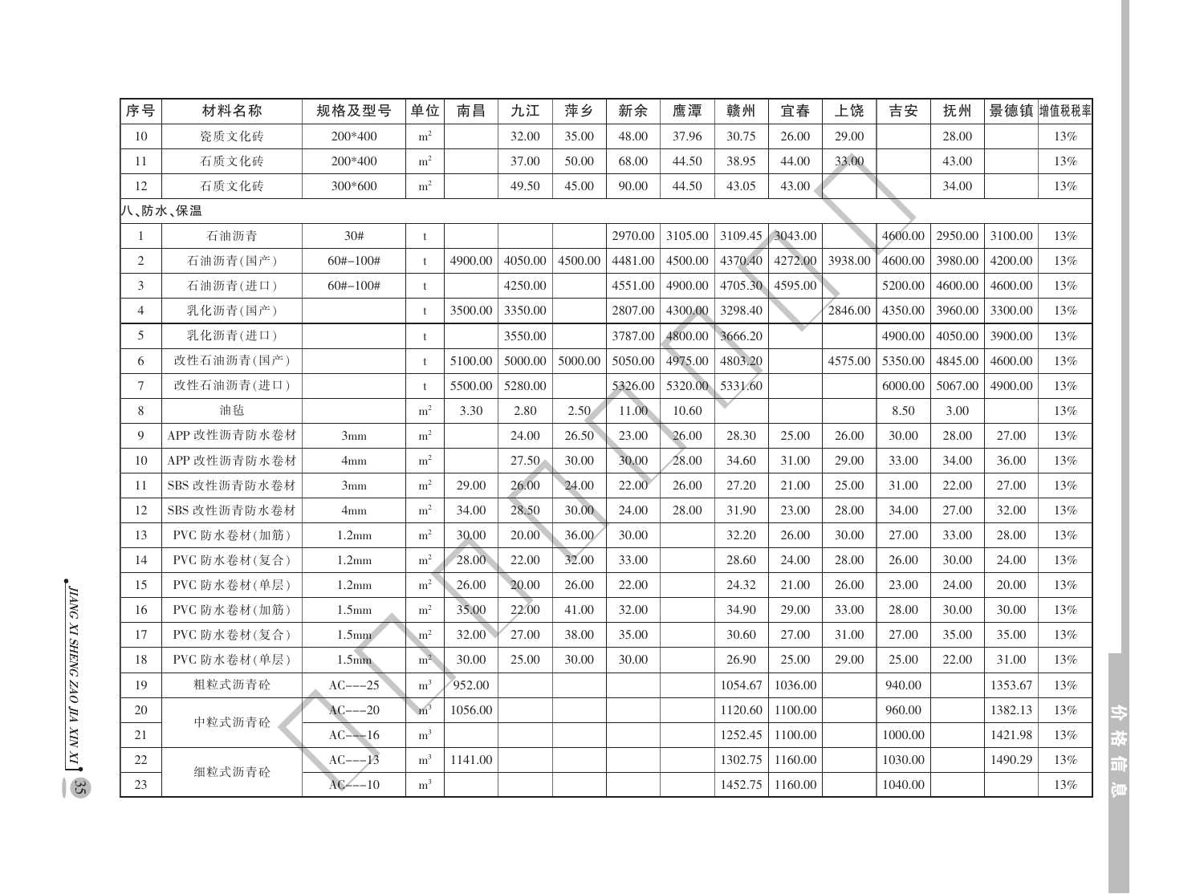| 序号 | 材料名称 | 规格及型号 | 单位 | 南昌 | 九江 | 萍乡 | 新余 | 鹰潭 | 赣州 | 宜春 | 上饶 | 吉安 | 抚州 | 景德镇 | 增值税税率 |
|---|---|---|---|---|---|---|---|---|---|---|---|---|---|---|---|
| 10 | 瓷质文化砖 | 200*400 | m² | | 32.00 | 35.00 | 48.00 | 37.96 | 30.75 | 26.00 | 29.00 | | 28.00 | | 13% |
| 11 | 石质文化砖 | 200*400 | m² | | 37.00 | 50.00 | 68.00 | 44.50 | 38.95 | 44.00 | 33.00 | | 43.00 | | 13% |
| 12 | 石质文化砖 | 300*600 | m² | | 49.50 | 45.00 | 90.00 | 44.50 | 43.05 | 43.00 | | | 34.00 | | 13% |
| 八、防水、保温 | | | | | | | | | | | | | | | |
| 1 | 石油沥青 | 30# | t | | | | 2970.00 | 3105.00 | 3109.45 | 3043.00 | | 4600.00 | 2950.00 | 3100.00 | 13% |
| 2 | 石油沥青(国产) | 60#-100# | t | 4900.00 | 4050.00 | 4500.00 | 4481.00 | 4500.00 | 4370.40 | 4272.00 | 3938.00 | 4600.00 | 3980.00 | 4200.00 | 13% |
| 3 | 石油沥青(进口) | 60#-100# | t | | 4250.00 | | 4551.00 | 4900.00 | 4705.30 | 4595.00 | | 5200.00 | 4600.00 | 4600.00 | 13% |
| 4 | 乳化沥青(国产) | | t | 3500.00 | 3350.00 | | 2807.00 | 4300.00 | 3298.40 | | 2846.00 | 4350.00 | 3960.00 | 3300.00 | 13% |
| 5 | 乳化沥青(进口) | | t | | 3550.00 | | 3787.00 | 4800.00 | 3666.20 | | | 4900.00 | 4050.00 | 3900.00 | 13% |
| 6 | 改性石油沥青(国产) | | t | 5100.00 | 5000.00 | 5000.00 | 5050.00 | 4975.00 | 4803.20 | | 4575.00 | 5350.00 | 4845.00 | 4600.00 | 13% |
| 7 | 改性石油沥青(进口) | | t | 5500.00 | 5280.00 | | 5326.00 | 5320.00 | 5331.60 | | | 6000.00 | 5067.00 | 4900.00 | 13% |
| 8 | 油毡 | | m² | 3.30 | 2.80 | 2.50 | 11.00 | 10.60 | | | | 8.50 | 3.00 | | 13% |
| 9 | APP 改性沥青防水卷材 | 3mm | m² | | 24.00 | 26.50 | 23.00 | 26.00 | 28.30 | 25.00 | 26.00 | 30.00 | 28.00 | 27.00 | 13% |
| 10 | APP 改性沥青防水卷材 | 4mm | m² | | 27.50 | 30.00 | 30.00 | 28.00 | 34.60 | 31.00 | 29.00 | 33.00 | 34.00 | 36.00 | 13% |
| 11 | SBS 改性沥青防水卷材 | 3mm | m² | 29.00 | 26.00 | 24.00 | 22.00 | 26.00 | 27.20 | 21.00 | 25.00 | 31.00 | 22.00 | 27.00 | 13% |
| 12 | SBS 改性沥青防水卷材 | 4mm | m² | 34.00 | 28.50 | 30.00 | 24.00 | 28.00 | 31.90 | 23.00 | 28.00 | 34.00 | 27.00 | 32.00 | 13% |
| 13 | PVC 防水卷材(加筋) | 1.2mm | m² | 30.00 | 20.00 | 36.00 | 30.00 | | 32.20 | 26.00 | 30.00 | 27.00 | 33.00 | 28.00 | 13% |
| 14 | PVC 防水卷材(复合) | 1.2mm | m² | 28.00 | 22.00 | 32.00 | 33.00 | | 28.60 | 24.00 | 28.00 | 26.00 | 30.00 | 24.00 | 13% |
| 15 | PVC 防水卷材(单层) | 1.2mm | m² | 26.00 | 20.00 | 26.00 | 22.00 | | 24.32 | 21.00 | 26.00 | 23.00 | 24.00 | 20.00 | 13% |
| 16 | PVC 防水卷材(加筋) | 1.5mm | m² | 35.00 | 22.00 | 41.00 | 32.00 | | 34.90 | 29.00 | 33.00 | 28.00 | 30.00 | 30.00 | 13% |
| 17 | PVC 防水卷材(复合) | 1.5mm | m² | 32.00 | 27.00 | 38.00 | 35.00 | | 30.60 | 27.00 | 31.00 | 27.00 | 35.00 | 35.00 | 13% |
| 18 | PVC 防水卷材(单层) | 1.5mm | m² | 30.00 | 25.00 | 30.00 | 30.00 | | 26.90 | 25.00 | 29.00 | 25.00 | 22.00 | 31.00 | 13% |
| 19 | 粗粒式沥青砼 | AC---25 | m³ | 952.00 | | | | | 1054.67 | 1036.00 | | 940.00 | | 1353.67 | 13% |
| 20 | 中粒式沥青砼 | AC---20 | m³ | 1056.00 | | | | | 1120.60 | 1100.00 | | 960.00 | | 1382.13 | 13% |
| 21 | | AC---16 | m³ | | | | | | 1252.45 | 1100.00 | | 1000.00 | | 1421.98 | 13% |
| 22 | 细粒式沥青砼 | AC---13 | m³ | 1141.00 | | | | | 1302.75 | 1160.00 | | 1030.00 | | 1490.29 | 13% |
| 23 | | AC---10 | m³ | | | | | | 1452.75 | 1160.00 | | 1040.00 | | | 13% |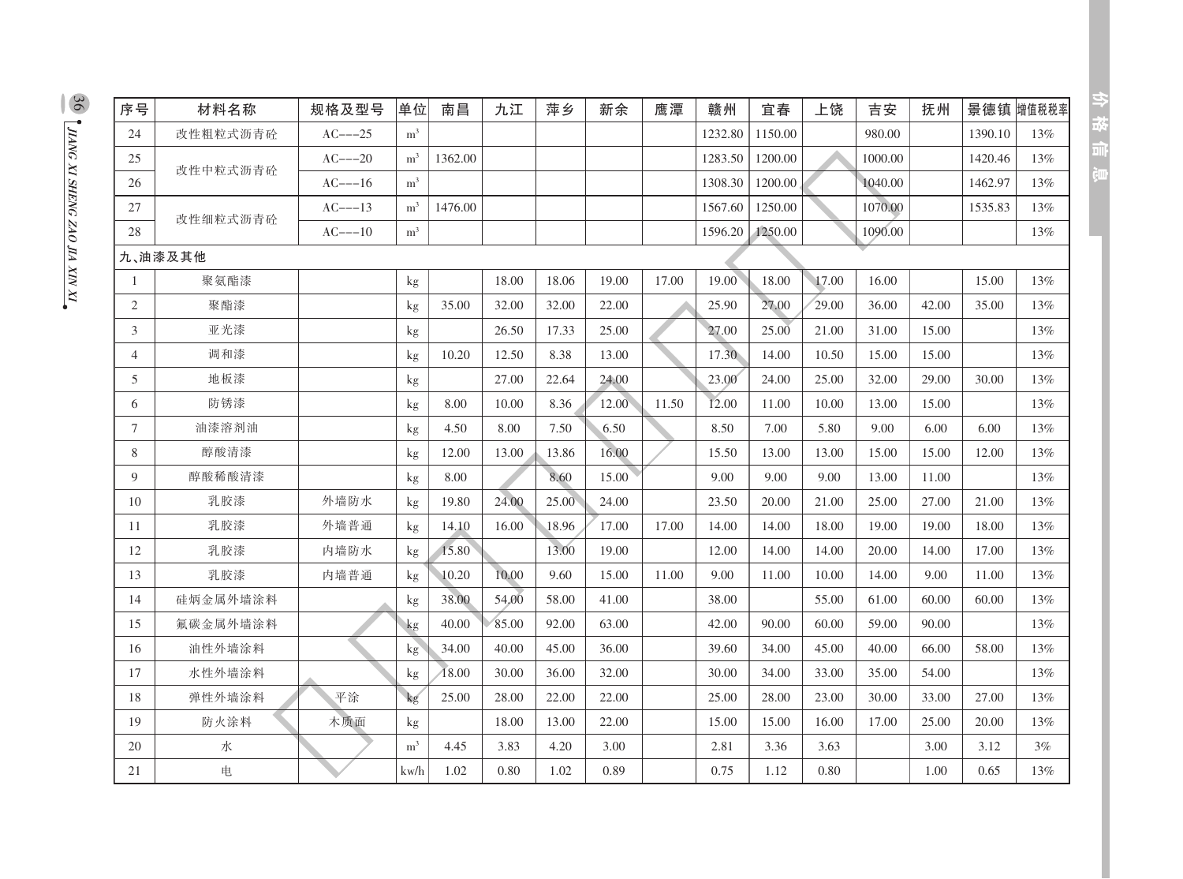| 序号 | 材料名称 | 规格及型号 | 单位 | 南昌 | 九江 | 萍乡 | 新余 | 鹰潭 | 赣州 | 宜春 | 上饶 | 吉安 | 抚州 | 景德镇 | 增值税税率 |
|---|---|---|---|---|---|---|---|---|---|---|---|---|---|---|---|
| 24 | 改性粗粒式沥青砼 | AC---25 | m³ | | | | | | 1232.80 | 1150.00 | | 980.00 | | 1390.10 | 13% |
| 25 | 改性中粒式沥青砼 | AC---20 | m³ | 1362.00 | | | | | 1283.50 | 1200.00 | | 1000.00 | | 1420.46 | 13% |
| 26 | | AC---16 | m³ | | | | | | 1308.30 | 1200.00 | | 1040.00 | | 1462.97 | 13% |
| 27 | 改性细粒式沥青砼 | AC---13 | m³ | 1476.00 | | | | | 1567.60 | 1250.00 | | 1070.00 | | 1535.83 | 13% |
| 28 | | AC---10 | m³ | | | | | | 1596.20 | 1250.00 | | 1090.00 | | | 13% |
| 九、油漆及其他 | | | | | | | | | | | | | | | |
| 1 | 聚氨酯漆 | | kg | | 18.00 | 18.06 | 19.00 | 17.00 | 19.00 | 18.00 | 17.00 | 16.00 | | 15.00 | 13% |
| 2 | 聚酯漆 | | kg | 35.00 | 32.00 | 32.00 | 22.00 | | 25.90 | 27.00 | 29.00 | 36.00 | 42.00 | 35.00 | 13% |
| 3 | 亚光漆 | | kg | | 26.50 | 17.33 | 25.00 | | 27.00 | 25.00 | 21.00 | 31.00 | 15.00 | | 13% |
| 4 | 调和漆 | | kg | 10.20 | 12.50 | 8.38 | 13.00 | | 17.30 | 14.00 | 10.50 | 15.00 | 15.00 | | 13% |
| 5 | 地板漆 | | kg | | 27.00 | 22.64 | 24.00 | | 23.00 | 24.00 | 25.00 | 32.00 | 29.00 | 30.00 | 13% |
| 6 | 防锈漆 | | kg | 8.00 | 10.00 | 8.36 | 12.00 | 11.50 | 12.00 | 11.00 | 10.00 | 13.00 | 15.00 | | 13% |
| 7 | 油漆溶剂油 | | kg | 4.50 | 8.00 | 7.50 | 6.50 | | 8.50 | 7.00 | 5.80 | 9.00 | 6.00 | 6.00 | 13% |
| 8 | 醇酸清漆 | | kg | 12.00 | 13.00 | 13.86 | 16.00 | | 15.50 | 13.00 | 13.00 | 15.00 | 15.00 | 12.00 | 13% |
| 9 | 醇酸稀酸清漆 | | kg | 8.00 | | 8.60 | 15.00 | | 9.00 | 9.00 | 9.00 | 13.00 | 11.00 | | 13% |
| 10 | 乳胶漆 | 外墙防水 | kg | 19.80 | 24.00 | 25.00 | 24.00 | | 23.50 | 20.00 | 21.00 | 25.00 | 27.00 | 21.00 | 13% |
| 11 | 乳胶漆 | 外墙普通 | kg | 14.10 | 16.00 | 18.96 | 17.00 | 17.00 | 14.00 | 14.00 | 18.00 | 19.00 | 19.00 | 18.00 | 13% |
| 12 | 乳胶漆 | 内墙防水 | kg | 15.80 | | 13.00 | 19.00 | | 12.00 | 14.00 | 14.00 | 20.00 | 14.00 | 17.00 | 13% |
| 13 | 乳胶漆 | 内墙普通 | kg | 10.20 | 10.00 | 9.60 | 15.00 | 11.00 | 9.00 | 11.00 | 10.00 | 14.00 | 9.00 | 11.00 | 13% |
| 14 | 硅炳金属外墙涂料 | | kg | 38.00 | 54.00 | 58.00 | 41.00 | | 38.00 | | 55.00 | 61.00 | 60.00 | 60.00 | 13% |
| 15 | 氟碳金属外墙涂料 | | kg | 40.00 | 85.00 | 92.00 | 63.00 | | 42.00 | 90.00 | 60.00 | 59.00 | 90.00 | | 13% |
| 16 | 油性外墙涂料 | | kg | 34.00 | 40.00 | 45.00 | 36.00 | | 39.60 | 34.00 | 45.00 | 40.00 | 66.00 | 58.00 | 13% |
| 17 | 水性外墙涂料 | | kg | 18.00 | 30.00 | 36.00 | 32.00 | | 30.00 | 34.00 | 33.00 | 35.00 | 54.00 | | 13% |
| 18 | 弹性外墙涂料 | 平涂 | kg | 25.00 | 28.00 | 22.00 | 22.00 | | 25.00 | 28.00 | 23.00 | 30.00 | 33.00 | 27.00 | 13% |
| 19 | 防火涂料 | 木质面 | kg | | 18.00 | 13.00 | 22.00 | | 15.00 | 15.00 | 16.00 | 17.00 | 25.00 | 20.00 | 13% |
| 20 | 水 | | m³ | 4.45 | 3.83 | 4.20 | 3.00 | | 2.81 | 3.36 | 3.63 | | 3.00 | 3.12 | 3% |
| 21 | 电 | | kw/h | 1.02 | 0.80 | 1.02 | 0.89 | | 0.75 | 1.12 | 0.80 | | 1.00 | 0.65 | 13% |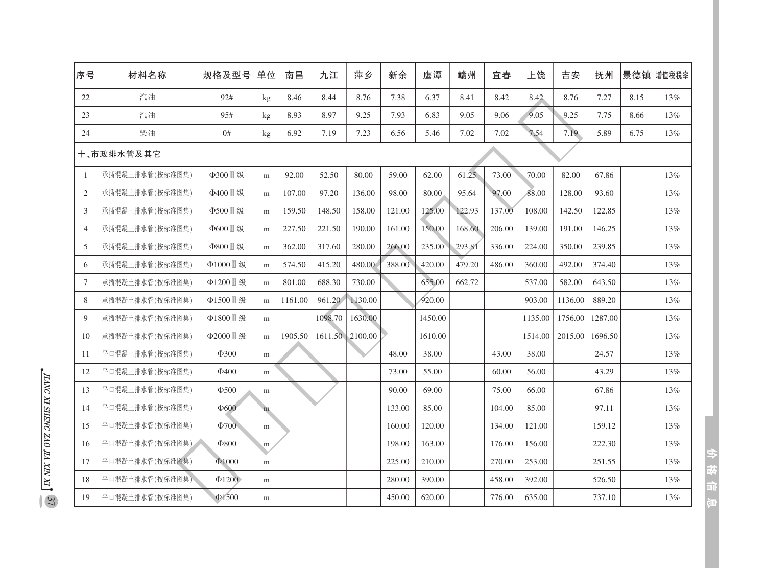| 序号 | 材料名称 | 规格及型号 | 单位 | 南昌 | 九江 | 萍乡 | 新余 | 鹰潭 | 赣州 | 宜春 | 上饶 | 吉安 | 抚州 | 景德镇 | 增值税税率 |
|---|---|---|---|---|---|---|---|---|---|---|---|---|---|---|---|
| 22 | 汽油 | 92# | kg | 8.46 | 8.44 | 8.76 | 7.38 | 6.37 | 8.41 | 8.42 | 8.42 | 8.76 | 7.27 | 8.15 | 13% |
| 23 | 汽油 | 95# | kg | 8.93 | 8.97 | 9.25 | 7.93 | 6.83 | 9.05 | 9.06 | 9.05 | 9.25 | 7.75 | 8.66 | 13% |
| 24 | 柴油 | 0# | kg | 6.92 | 7.19 | 7.23 | 6.56 | 5.46 | 7.02 | 7.02 | 7.54 | 7.19 | 5.89 | 6.75 | 13% |
| 十、市政排水管及其它 | | | | | | | | | | | | | | | |
| 1 | 承插混凝土排水管(按标准图集) | Φ300Ⅱ级 | m | 92.00 | 52.50 | 80.00 | 59.00 | 62.00 | 61.25 | 73.00 | 70.00 | 82.00 | 67.86 | | 13% |
| 2 | 承插混凝土排水管(按标准图集) | Φ400Ⅱ级 | m | 107.00 | 97.20 | 136.00 | 98.00 | 80.00 | 95.64 | 97.00 | 88.00 | 128.00 | 93.60 | | 13% |
| 3 | 承插混凝土排水管(按标准图集) | Φ500Ⅱ级 | m | 159.50 | 148.50 | 158.00 | 121.00 | 125.00 | 122.93 | 137.00 | 108.00 | 142.50 | 122.85 | | 13% |
| 4 | 承插混凝土排水管(按标准图集) | Φ600Ⅱ级 | m | 227.50 | 221.50 | 190.00 | 161.00 | 150.00 | 168.60 | 206.00 | 139.00 | 191.00 | 146.25 | | 13% |
| 5 | 承插混凝土排水管(按标准图集) | Φ800Ⅱ级 | m | 362.00 | 317.60 | 280.00 | 266.00 | 235.00 | 293.81 | 336.00 | 224.00 | 350.00 | 239.85 | | 13% |
| 6 | 承插混凝土排水管(按标准图集) | Φ1000Ⅱ级 | m | 574.50 | 415.20 | 480.00 | 388.00 | 420.00 | 479.20 | 486.00 | 360.00 | 492.00 | 374.40 | | 13% |
| 7 | 承插混凝土排水管(按标准图集) | Φ1200Ⅱ级 | m | 801.00 | 688.30 | 730.00 | | 655.00 | 662.72 | | 537.00 | 582.00 | 643.50 | | 13% |
| 8 | 承插混凝土排水管(按标准图集) | Φ1500Ⅱ级 | m | 1161.00 | 961.20 | 1130.00 | | 920.00 | | | 903.00 | 1136.00 | 889.20 | | 13% |
| 9 | 承插混凝土排水管(按标准图集) | Φ1800Ⅱ级 | m | | 1098.70 | 1630.00 | | 1450.00 | | | 1135.00 | 1756.00 | 1287.00 | | 13% |
| 10 | 承插混凝土排水管(按标准图集) | Φ2000Ⅱ级 | m | 1905.50 | 1611.50 | 2100.00 | | 1610.00 | | | 1514.00 | 2015.00 | 1696.50 | | 13% |
| 11 | 平口混凝土排水管(按标准图集) | Φ300 | m | | | | 48.00 | 38.00 | | 43.00 | 38.00 | | 24.57 | | 13% |
| 12 | 平口混凝土排水管(按标准图集) | Φ400 | m | | | | 73.00 | 55.00 | | 60.00 | 56.00 | | 43.29 | | 13% |
| 13 | 平口混凝土排水管(按标准图集) | Φ500 | m | | | | 90.00 | 69.00 | | 75.00 | 66.00 | | 67.86 | | 13% |
| 14 | 平口混凝土排水管(按标准图集) | Φ600 | m | | | | 133.00 | 85.00 | | 104.00 | 85.00 | | 97.11 | | 13% |
| 15 | 平口混凝土排水管(按标准图集) | Φ700 | m | | | | 160.00 | 120.00 | | 134.00 | 121.00 | | 159.12 | | 13% |
| 16 | 平口混凝土排水管(按标准图集) | Φ800 | m | | | | 198.00 | 163.00 | | 176.00 | 156.00 | | 222.30 | | 13% |
| 17 | 平口混凝土排水管(按标准图集) | Φ1000 | m | | | | 225.00 | 210.00 | | 270.00 | 253.00 | | 251.55 | | 13% |
| 18 | 平口混凝土排水管(按标准图集) | Φ1200 | m | | | | 280.00 | 390.00 | | 458.00 | 392.00 | | 526.50 | | 13% |
| 19 | 平口混凝土排水管(按标准图集) | Φ1500 | m | | | | 450.00 | 620.00 | | 776.00 | 635.00 | | 737.10 | | 13% |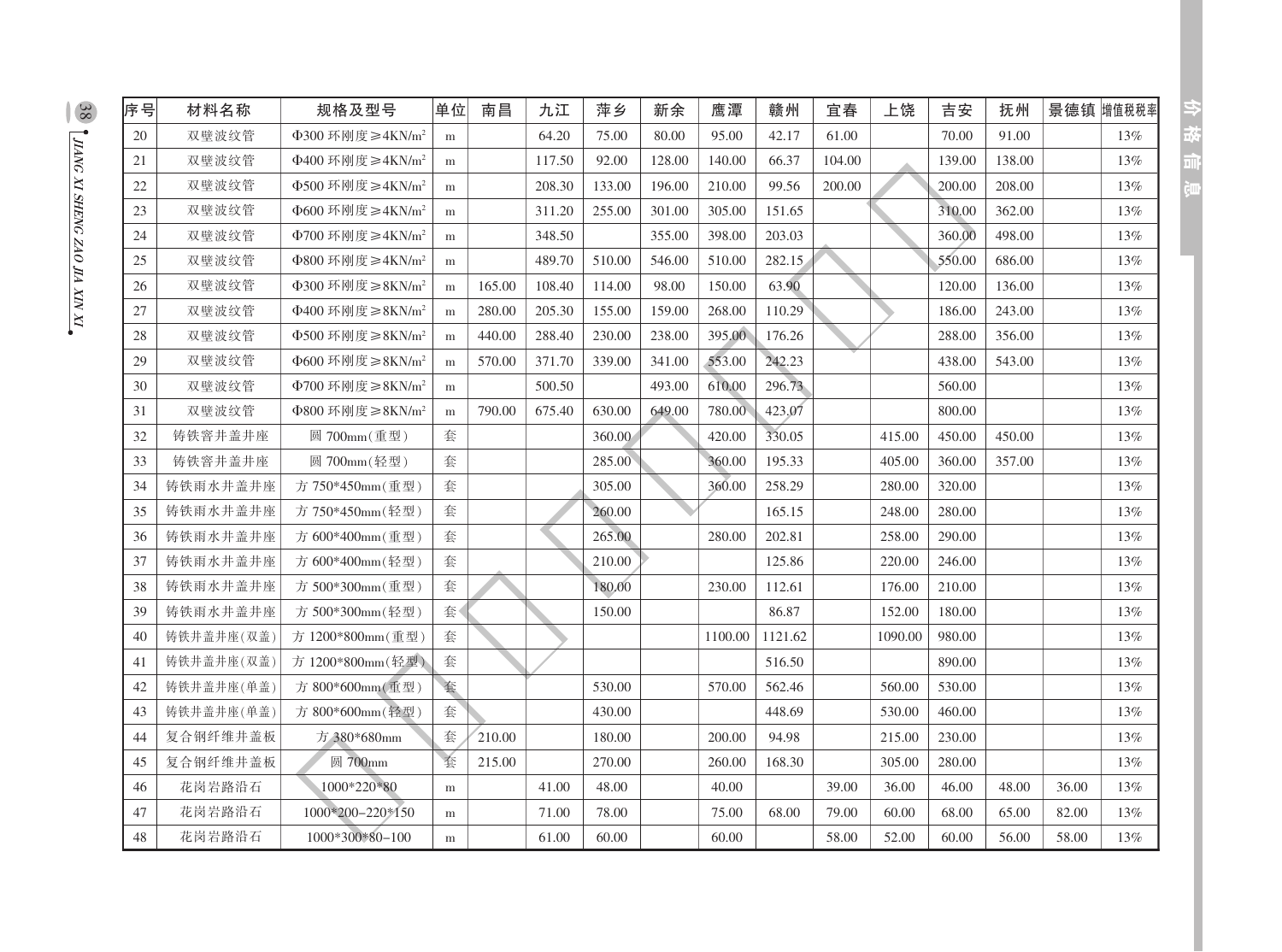| 序号 | 材料名称 | 规格及型号 | 单位 | 南昌 | 九江 | 萍乡 | 新余 | 鹰潭 | 赣州 | 宜春 | 上饶 | 吉安 | 抚州 | 景德镇 | 增值税税率 |
|---|---|---|---|---|---|---|---|---|---|---|---|---|---|---|---|
| 20 | 双壁波纹管 | Φ300 环刚度≥4KN/m² | m | | 64.20 | 75.00 | 80.00 | 95.00 | 42.17 | 61.00 | | 70.00 | 91.00 | | 13% |
| 21 | 双壁波纹管 | Φ400 环刚度≥4KN/m² | m | | 117.50 | 92.00 | 128.00 | 140.00 | 66.37 | 104.00 | | 139.00 | 138.00 | | 13% |
| 22 | 双壁波纹管 | Φ500 环刚度≥4KN/m² | m | | 208.30 | 133.00 | 196.00 | 210.00 | 99.56 | 200.00 | | 200.00 | 208.00 | | 13% |
| 23 | 双壁波纹管 | Φ600 环刚度≥4KN/m² | m | | 311.20 | 255.00 | 301.00 | 305.00 | 151.65 | | | 310.00 | 362.00 | | 13% |
| 24 | 双壁波纹管 | Φ700 环刚度≥4KN/m² | m | | 348.50 | | 355.00 | 398.00 | 203.03 | | | 360.00 | 498.00 | | 13% |
| 25 | 双壁波纹管 | Φ800 环刚度≥4KN/m² | m | | 489.70 | 510.00 | 546.00 | 510.00 | 282.15 | | | 550.00 | 686.00 | | 13% |
| 26 | 双壁波纹管 | Φ300 环刚度≥8KN/m² | m | 165.00 | 108.40 | 114.00 | 98.00 | 150.00 | 63.90 | | | 120.00 | 136.00 | | 13% |
| 27 | 双壁波纹管 | Φ400 环刚度≥8KN/m² | m | 280.00 | 205.30 | 155.00 | 159.00 | 268.00 | 110.29 | | | 186.00 | 243.00 | | 13% |
| 28 | 双壁波纹管 | Φ500 环刚度≥8KN/m² | m | 440.00 | 288.40 | 230.00 | 238.00 | 395.00 | 176.26 | | | 288.00 | 356.00 | | 13% |
| 29 | 双壁波纹管 | Φ600 环刚度≥8KN/m² | m | 570.00 | 371.70 | 339.00 | 341.00 | 553.00 | 242.23 | | | 438.00 | 543.00 | | 13% |
| 30 | 双壁波纹管 | Φ700 环刚度≥8KN/m² | m | | 500.50 | | 493.00 | 610.00 | 296.73 | | | 560.00 | | | 13% |
| 31 | 双壁波纹管 | Φ800 环刚度≥8KN/m² | m | 790.00 | 675.40 | 630.00 | 649.00 | 780.00 | 423.07 | | | 800.00 | | | 13% |
| 32 | 铸铁窨井盖井座 | 圆 700mm(重型) | 套 | | | 360.00 | | 420.00 | 330.05 | | 415.00 | 450.00 | 450.00 | | 13% |
| 33 | 铸铁窨井盖井座 | 圆 700mm(轻型) | 套 | | | 285.00 | | 360.00 | 195.33 | | 405.00 | 360.00 | 357.00 | | 13% |
| 34 | 铸铁雨水井盖井座 | 方 750*450mm(重型) | 套 | | | 305.00 | | 360.00 | 258.29 | | 280.00 | 320.00 | | | 13% |
| 35 | 铸铁雨水井盖井座 | 方 750*450mm(轻型) | 套 | | | 260.00 | | | 165.15 | | 248.00 | 280.00 | | | 13% |
| 36 | 铸铁雨水井盖井座 | 方 600*400mm(重型) | 套 | | | 265.00 | | 280.00 | 202.81 | | 258.00 | 290.00 | | | 13% |
| 37 | 铸铁雨水井盖井座 | 方 600*400mm(轻型) | 套 | | | 210.00 | | | 125.86 | | 220.00 | 246.00 | | | 13% |
| 38 | 铸铁雨水井盖井座 | 方 500*300mm(重型) | 套 | | | 180.00 | | 230.00 | 112.61 | | 176.00 | 210.00 | | | 13% |
| 39 | 铸铁雨水井盖井座 | 方 500*300mm(轻型) | 套 | | | 150.00 | | | 86.87 | | 152.00 | 180.00 | | | 13% |
| 40 | 铸铁井盖井座(双盖) | 方 1200*800mm(重型) | 套 | | | | | 1100.00 | 1121.62 | | 1090.00 | 980.00 | | | 13% |
| 41 | 铸铁井盖井座(双盖) | 方 1200*800mm(轻型) | 套 | | | | | | 516.50 | | | 890.00 | | | 13% |
| 42 | 铸铁井盖井座(单盖) | 方 800*600mm(重型) | 套 | | | 530.00 | | 570.00 | 562.46 | | 560.00 | 530.00 | | | 13% |
| 43 | 铸铁井盖井座(单盖) | 方 800*600mm(轻型) | 套 | | | 430.00 | | | 448.69 | | 530.00 | 460.00 | | | 13% |
| 44 | 复合钢纤维井盖板 | 方 380*680mm | 套 | 210.00 | | 180.00 | | 200.00 | 94.98 | | 215.00 | 230.00 | | | 13% |
| 45 | 复合钢纤维井盖板 | 圆 700mm | 套 | 215.00 | | 270.00 | | 260.00 | 168.30 | | 305.00 | 280.00 | | | 13% |
| 46 | 花岗岩路沿石 | 1000*220*80 | m | | 41.00 | 48.00 | | 40.00 | | 39.00 | 36.00 | 46.00 | 48.00 | 36.00 | 13% |
| 47 | 花岗岩路沿石 | 1000*200-220*150 | m | | 71.00 | 78.00 | | 75.00 | 68.00 | 79.00 | 60.00 | 68.00 | 65.00 | 82.00 | 13% |
| 48 | 花岗岩路沿石 | 1000*300*80-100 | m | | 61.00 | 60.00 | | 60.00 | | 58.00 | 52.00 | 60.00 | 56.00 | 58.00 | 13% |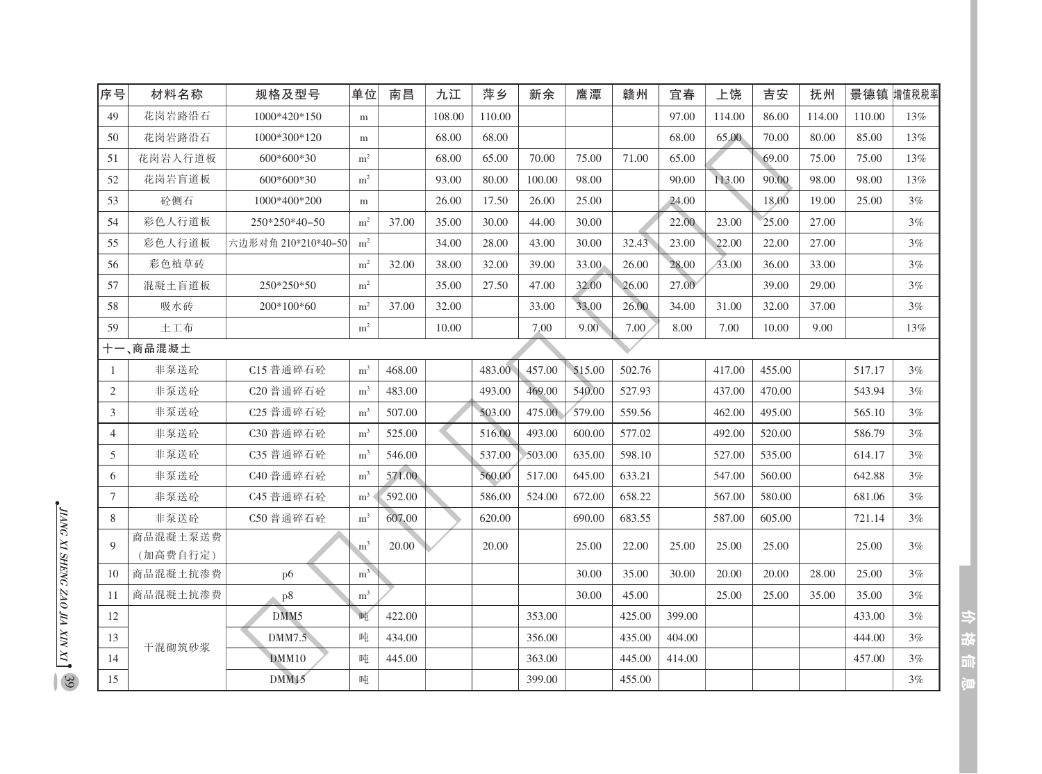| 序号 | 材料名称 | 规格及型号 | 单位 | 南昌 | 九江 | 萍乡 | 新余 | 鹰潭 | 赣州 | 宜春 | 上饶 | 吉安 | 抚州 | 景德镇 | 增值税税率 |
|---|---|---|---|---|---|---|---|---|---|---|---|---|---|---|---|
| 49 | 花岗岩路沿石 | 1000*420*150 | m |  | 108.00 | 110.00 |  |  |  | 97.00 | 114.00 | 86.00 | 114.00 | 110.00 | 13% |
| 50 | 花岗岩路沿石 | 1000*300*120 | m |  | 68.00 | 68.00 |  |  |  | 68.00 | 65.00 | 70.00 | 80.00 | 85.00 | 13% |
| 51 | 花岗岩人行道板 | 600*600*30 | $m^2$ |  | 68.00 | 65.00 | 70.00 | 75.00 | 71.00 | 65.00 |  | 69.00 | 75.00 | 75.00 | 13% |
| 52 | 花岗岩盲道板 | 600*600*30 | $m^2$ |  | 93.00 | 80.00 | 100.00 | 98.00 |  | 90.00 | 113.00 | 90.00 | 98.00 | 98.00 | 13% |
| 53 | 砼侧石 | 1000*400*200 | m |  | 26.00 | 17.50 | 26.00 | 25.00 |  | 24.00 |  | 18.00 | 19.00 | 25.00 | 3% |
| 54 | 彩色人行道板 | 250*250*40-50 | $m^2$ | 37.00 | 35.00 | 30.00 | 44.00 | 30.00 |  | 22.00 | 23.00 | 25.00 | 27.00 |  | 3% |
| 55 | 彩色人行道板 | 六边形对角 210*210*40-50 | $m^2$ |  | 34.00 | 28.00 | 43.00 | 30.00 | 32.43 | 23.00 | 22.00 | 22.00 | 27.00 |  | 3% |
| 56 | 彩色植草砖 |  | $m^2$ | 32.00 | 38.00 | 32.00 | 39.00 | 33.00 | 26.00 | 28.00 | 33.00 | 36.00 | 33.00 |  | 3% |
| 57 | 混凝土盲道板 | 250*250*50 | $m^2$ |  | 35.00 | 27.50 | 47.00 | 32.00 | 26.00 | 27.00 |  | 39.00 | 29.00 |  | 3% |
| 58 | 吸水砖 | 200*100*60 | $m^2$ | 37.00 | 32.00 |  | 33.00 | 33.00 | 26.00 | 34.00 | 31.00 | 32.00 | 37.00 |  | 3% |
| 59 | 土工布 |  | $m^2$ |  | 10.00 |  | 7.00 | 9.00 | 7.00 | 8.00 | 7.00 | 10.00 | 9.00 |  | 13% |
| 十一、商品混凝土 |  |  |  |  |  |  |  |  |  |  |  |  |  |  |  |
| 1 | 非泵送砼 | C15 普通碎石砼 | $m^3$ | 468.00 |  | 483.00 | 457.00 | 515.00 | 502.76 |  | 417.00 | 455.00 |  | 517.17 | 3% |
| 2 | 非泵送砼 | C20 普通碎石砼 | $m^3$ | 483.00 |  | 493.00 | 469.00 | 540.00 | 527.93 |  | 437.00 | 470.00 |  | 543.94 | 3% |
| 3 | 非泵送砼 | C25 普通碎石砼 | $m^3$ | 507.00 |  | 503.00 | 475.00 | 579.00 | 559.56 |  | 462.00 | 495.00 |  | 565.10 | 3% |
| 4 | 非泵送砼 | C30 普通碎石砼 | $m^3$ | 525.00 |  | 516.00 | 493.00 | 600.00 | 577.02 |  | 492.00 | 520.00 |  | 586.79 | 3% |
| 5 | 非泵送砼 | C35 普通碎石砼 | $m^3$ | 546.00 |  | 537.00 | 503.00 | 635.00 | 598.10 |  | 527.00 | 535.00 |  | 614.17 | 3% |
| 6 | 非泵送砼 | C40 普通碎石砼 | $m^3$ | 571.00 |  | 560.00 | 517.00 | 645.00 | 633.21 |  | 547.00 | 560.00 |  | 642.88 | 3% |
| 7 | 非泵送砼 | C45 普通碎石砼 | $m^3$ | 592.00 |  | 586.00 | 524.00 | 672.00 | 658.22 |  | 567.00 | 580.00 |  | 681.06 | 3% |
| 8 | 非泵送砼 | C50 普通碎石砼 | $m^3$ | 607.00 |  | 620.00 |  | 690.00 | 683.55 |  | 587.00 | 605.00 |  | 721.14 | 3% |
| 9 | 商品混凝土泵送费（加高费自行定） |  | $m^3$ | 20.00 |  | 20.00 |  | 25.00 | 22.00 | 25.00 | 25.00 | 25.00 |  | 25.00 | 3% |
| 10 | 商品混凝土抗渗费 | p6 | $m^3$ |  |  |  |  | 30.00 | 35.00 | 30.00 | 20.00 | 20.00 | 28.00 | 25.00 | 3% |
| 11 | 商品混凝土抗渗费 | p8 | $m^3$ |  |  |  |  | 30.00 | 45.00 |  | 25.00 | 25.00 | 35.00 | 35.00 | 3% |
| 12 | 干混砌筑砂浆 | DMM5 | 吨 | 422.00 |  |  | 353.00 |  | 425.00 | 399.00 |  |  |  | 433.00 | 3% |
| 13 | 干混砌筑砂浆 | DMM7.5 | 吨 | 434.00 |  |  | 356.00 |  | 435.00 | 404.00 |  |  |  | 444.00 | 3% |
| 14 | 干混砌筑砂浆 | DMM10 | 吨 | 445.00 |  |  | 363.00 |  | 445.00 | 414.00 |  |  |  | 457.00 | 3% |
| 15 | 干混砌筑砂浆 | DMM15 | 吨 |  |  |  | 399.00 |  | 455.00 |  |  |  |  |  | 3% |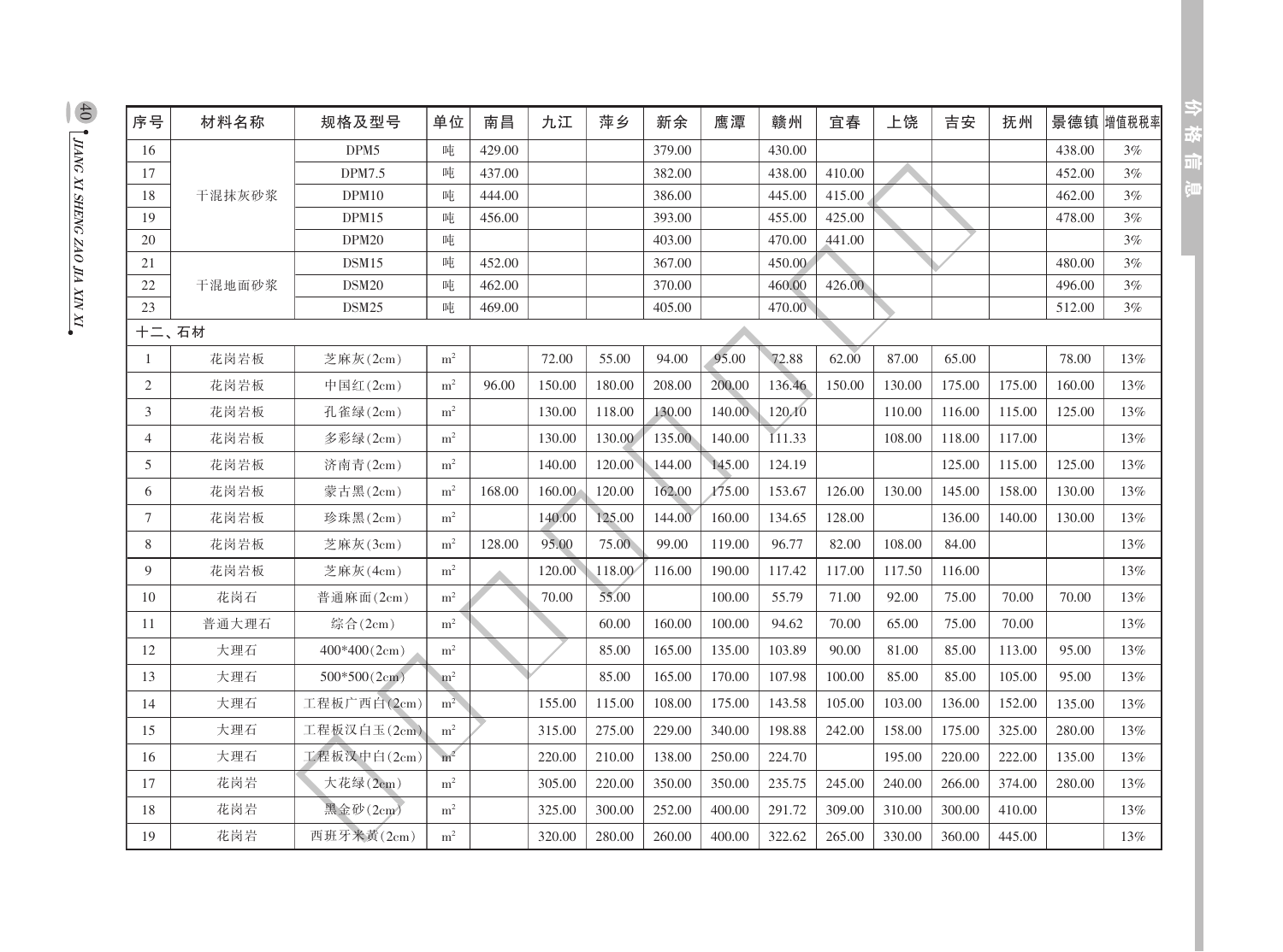| 序号 | 材料名称 | 规格及型号 | 单位 | 南昌 | 九江 | 萍乡 | 新余 | 鹰潭 | 赣州 | 宜春 | 上饶 | 吉安 | 抚州 | 景德镇 | 增值税税率 |
|---|---|---|---|---|---|---|---|---|---|---|---|---|---|---|---|
| 16 | 干混抹灰砂浆 | DPM5 | 吨 | 429.00 | | | 379.00 | | 430.00 | | | | | 438.00 | 3% |
| 17 | | DPM7.5 | 吨 | 437.00 | | | 382.00 | | 438.00 | 410.00 | | | | 452.00 | 3% |
| 18 | | DPM10 | 吨 | 444.00 | | | 386.00 | | 445.00 | 415.00 | | | | 462.00 | 3% |
| 19 | | DPM15 | 吨 | 456.00 | | | 393.00 | | 455.00 | 425.00 | | | | 478.00 | 3% |
| 20 | | DPM20 | 吨 | | | | 403.00 | | 470.00 | 441.00 | | | | | 3% |
| 21 | 干混地面砂浆 | DSM15 | 吨 | 452.00 | | | 367.00 | | 450.00 | | | | | 480.00 | 3% |
| 22 | | DSM20 | 吨 | 462.00 | | | 370.00 | | 460.00 | 426.00 | | | | 496.00 | 3% |
| 23 | | DSM25 | 吨 | 469.00 | | | 405.00 | | 470.00 | | | | | 512.00 | 3% |
| 十二、石材 | | | | | | | | | | | | | | | |
| 1 | 花岗岩板 | 芝麻灰(2cm) | m² | | 72.00 | 55.00 | 94.00 | 95.00 | 72.88 | 62.00 | 87.00 | 65.00 | | 78.00 | 13% |
| 2 | 花岗岩板 | 中国红(2cm) | m² | 96.00 | 150.00 | 180.00 | 208.00 | 200.00 | 136.46 | 150.00 | 130.00 | 175.00 | 175.00 | 160.00 | 13% |
| 3 | 花岗岩板 | 孔雀绿(2cm) | m² | | 130.00 | 118.00 | 130.00 | 140.00 | 120.10 | | 110.00 | 116.00 | 115.00 | 125.00 | 13% |
| 4 | 花岗岩板 | 多彩绿(2cm) | m² | | 130.00 | 130.00 | 135.00 | 140.00 | 111.33 | | 108.00 | 118.00 | 117.00 | | 13% |
| 5 | 花岗岩板 | 济南青(2cm) | m² | | 140.00 | 120.00 | 144.00 | 145.00 | 124.19 | | | 125.00 | 115.00 | 125.00 | 13% |
| 6 | 花岗岩板 | 蒙古黑(2cm) | m² | 168.00 | 160.00 | 120.00 | 162.00 | 175.00 | 153.67 | 126.00 | 130.00 | 145.00 | 158.00 | 130.00 | 13% |
| 7 | 花岗岩板 | 珍珠黑(2cm) | m² | | 140.00 | 125.00 | 144.00 | 160.00 | 134.65 | 128.00 | | 136.00 | 140.00 | 130.00 | 13% |
| 8 | 花岗岩板 | 芝麻灰(3cm) | m² | 128.00 | 95.00 | 75.00 | 99.00 | 119.00 | 96.77 | 82.00 | 108.00 | 84.00 | | | 13% |
| 9 | 花岗岩板 | 芝麻灰(4cm) | m² | | 120.00 | 118.00 | 116.00 | 190.00 | 117.42 | 117.00 | 117.50 | 116.00 | | | 13% |
| 10 | 花岗石 | 普通麻面(2cm) | m² | | 70.00 | 55.00 | | 100.00 | 55.79 | 71.00 | 92.00 | 75.00 | 70.00 | 70.00 | 13% |
| 11 | 普通大理石 | 综合(2cm) | m² | | | 60.00 | 160.00 | 100.00 | 94.62 | 70.00 | 65.00 | 75.00 | 70.00 | | 13% |
| 12 | 大理石 | 400*400(2cm) | m² | | | 85.00 | 165.00 | 135.00 | 103.89 | 90.00 | 81.00 | 85.00 | 113.00 | 95.00 | 13% |
| 13 | 大理石 | 500*500(2cm) | m² | | | 85.00 | 165.00 | 170.00 | 107.98 | 100.00 | 85.00 | 85.00 | 105.00 | 95.00 | 13% |
| 14 | 大理石 | 工程板广西白(2cm) | m² | | 155.00 | 115.00 | 108.00 | 175.00 | 143.58 | 105.00 | 103.00 | 136.00 | 152.00 | 135.00 | 13% |
| 15 | 大理石 | 工程板汉白玉(2cm) | m² | | 315.00 | 275.00 | 229.00 | 340.00 | 198.88 | 242.00 | 158.00 | 175.00 | 325.00 | 280.00 | 13% |
| 16 | 大理石 | 工程板汉中白(2cm) | m² | | 220.00 | 210.00 | 138.00 | 250.00 | 224.70 | | 195.00 | 220.00 | 222.00 | 135.00 | 13% |
| 17 | 花岗岩 | 大花绿(2cm) | m² | | 305.00 | 220.00 | 350.00 | 350.00 | 235.75 | 245.00 | 240.00 | 266.00 | 374.00 | 280.00 | 13% |
| 18 | 花岗岩 | 黑金砂(2cm) | m² | | 325.00 | 300.00 | 252.00 | 400.00 | 291.72 | 309.00 | 310.00 | 300.00 | 410.00 | | 13% |
| 19 | 花岗岩 | 西班牙米黄(2cm) | m² | | 320.00 | 280.00 | 260.00 | 400.00 | 322.62 | 265.00 | 330.00 | 360.00 | 445.00 | | 13% |